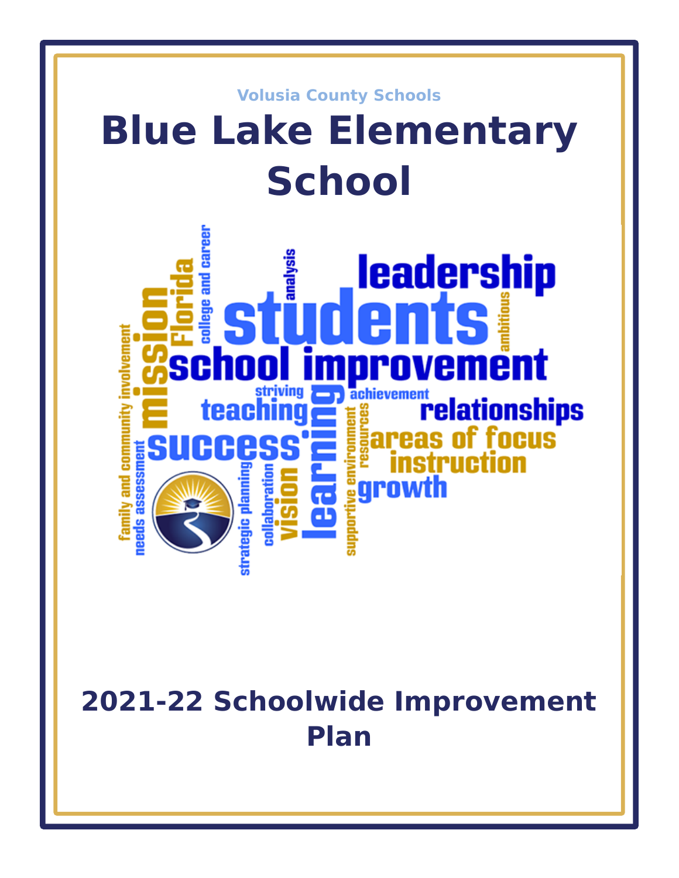Volusia County Schools

# Blue Lake Elementary School

## 2021-22 Schoolwide Improvement Plan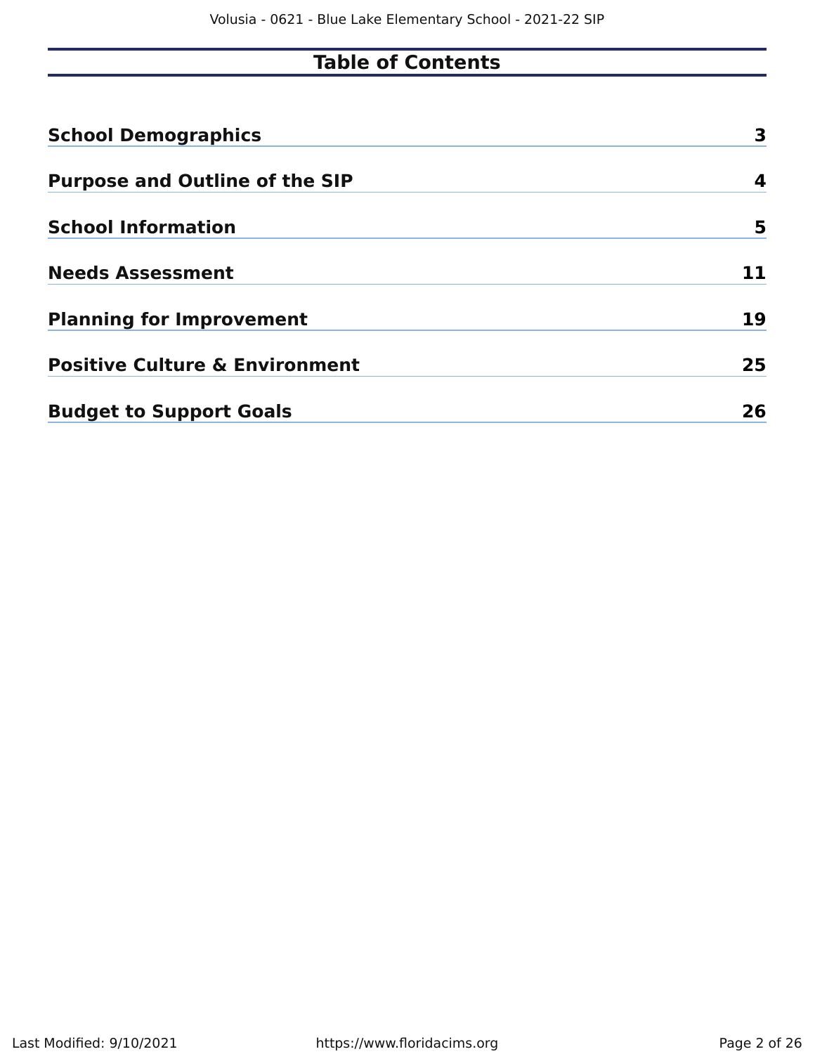# Table of Contents

| Section | Page |
| --- | --- |
| **School Demographics** | **3** |
| **Purpose and Outline of the SIP** | **4** |
| **School Information** | **5** |
| **Needs Assessment** | **11** |
| **Planning for Improvement** | **19** |
| **Positive Culture & Environment** | **25** |
| **Budget to Support Goals** | **26** |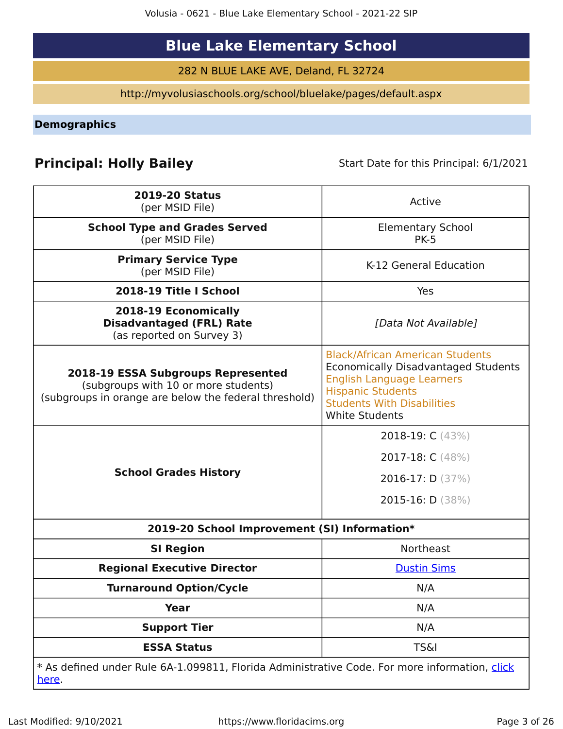# Blue Lake Elementary School

282 N BLUE LAKE AVE, Deland, FL 32724

http://myvolusiaschools.org/school/bluelake/pages/default.aspx

## Demographics

**Principal: Holly Bailey** Start Date for this Principal: 6/1/2021

| | |
|---|---|
| **2019-20 Status** (per MSID File) | Active |
| **School Type and Grades Served** (per MSID File) | Elementary School PK-5 |
| **Primary Service Type** (per MSID File) | K-12 General Education |
| **2018-19 Title I School** | Yes |
| **2018-19 Economically Disadvantaged (FRL) Rate** (as reported on Survey 3) | *[Data Not Available]* |
| **2018-19 ESSA Subgroups Represented** (subgroups with 10 or more students) (subgroups in orange are below the federal threshold) | Black/African American Students<br>Economically Disadvantaged Students<br>English Language Learners<br>Hispanic Students<br>Students With Disabilities<br>White Students |
| **School Grades History** | 2018-19: C (43%)<br>2017-18: C (48%)<br>2016-17: D (37%)<br>2015-16: D (38%) |
| **2019-20 School Improvement (SI) Information*** | |
| **SI Region** | Northeast |
| **Regional Executive Director** | Dustin Sims |
| **Turnaround Option/Cycle** | N/A |
| **Year** | N/A |
| **Support Tier** | N/A |
| **ESSA Status** | TS&I |

* As defined under Rule 6A-1.099811, Florida Administrative Code. For more information, click here.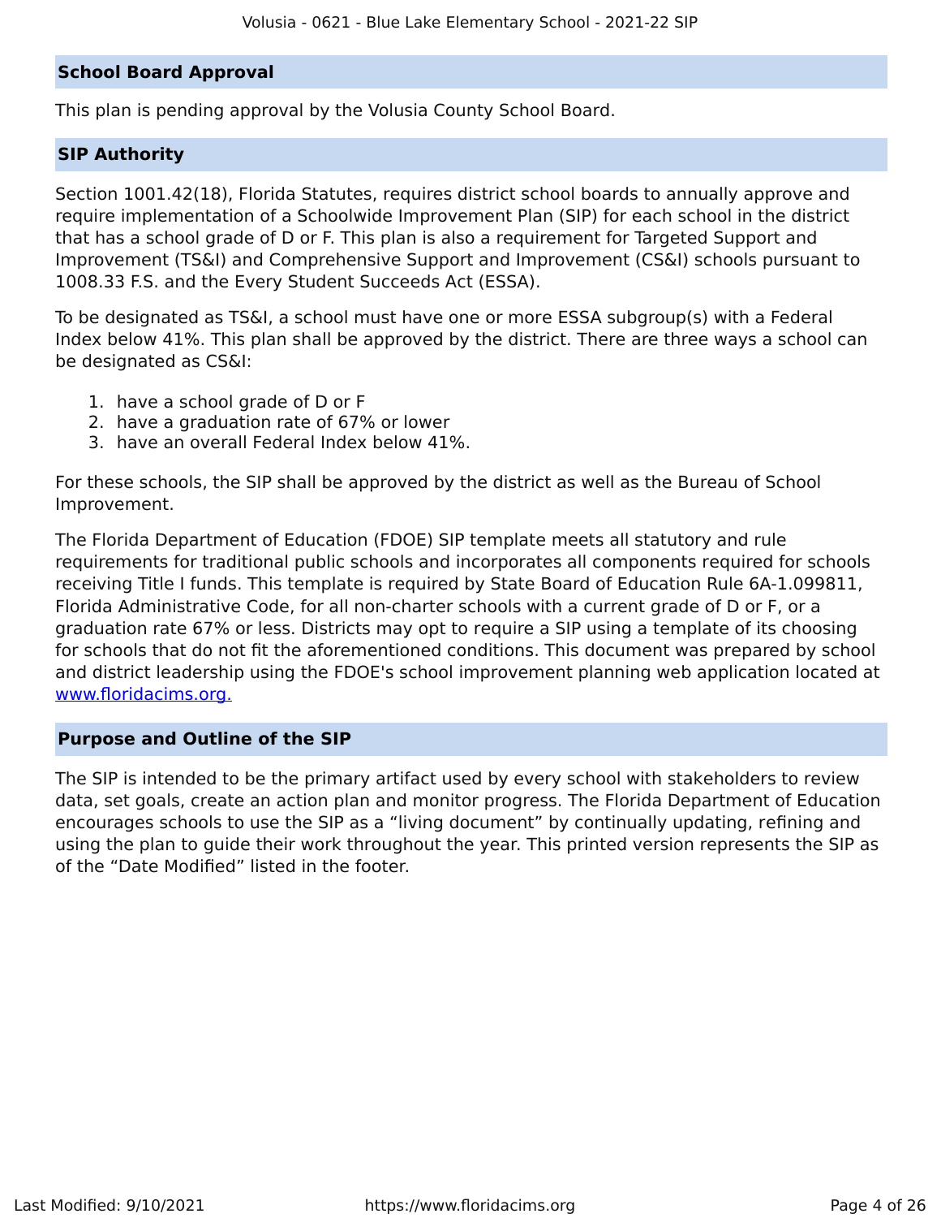## School Board Approval

This plan is pending approval by the Volusia County School Board.

## SIP Authority

Section 1001.42(18), Florida Statutes, requires district school boards to annually approve and require implementation of a Schoolwide Improvement Plan (SIP) for each school in the district that has a school grade of D or F. This plan is also a requirement for Targeted Support and Improvement (TS&I) and Comprehensive Support and Improvement (CS&I) schools pursuant to 1008.33 F.S. and the Every Student Succeeds Act (ESSA).

To be designated as TS&I, a school must have one or more ESSA subgroup(s) with a Federal Index below 41%. This plan shall be approved by the district. There are three ways a school can be designated as CS&I:

1. have a school grade of D or F
2. have a graduation rate of 67% or lower
3. have an overall Federal Index below 41%.

For these schools, the SIP shall be approved by the district as well as the Bureau of School Improvement.

The Florida Department of Education (FDOE) SIP template meets all statutory and rule requirements for traditional public schools and incorporates all components required for schools receiving Title I funds. This template is required by State Board of Education Rule 6A-1.099811, Florida Administrative Code, for all non-charter schools with a current grade of D or F, or a graduation rate 67% or less. Districts may opt to require a SIP using a template of its choosing for schools that do not fit the aforementioned conditions. This document was prepared by school and district leadership using the FDOE's school improvement planning web application located at [www.floridacims.org.](https://www.floridacims.org)

## Purpose and Outline of the SIP

The SIP is intended to be the primary artifact used by every school with stakeholders to review data, set goals, create an action plan and monitor progress. The Florida Department of Education encourages schools to use the SIP as a “living document” by continually updating, refining and using the plan to guide their work throughout the year. This printed version represents the SIP as of the “Date Modified” listed in the footer.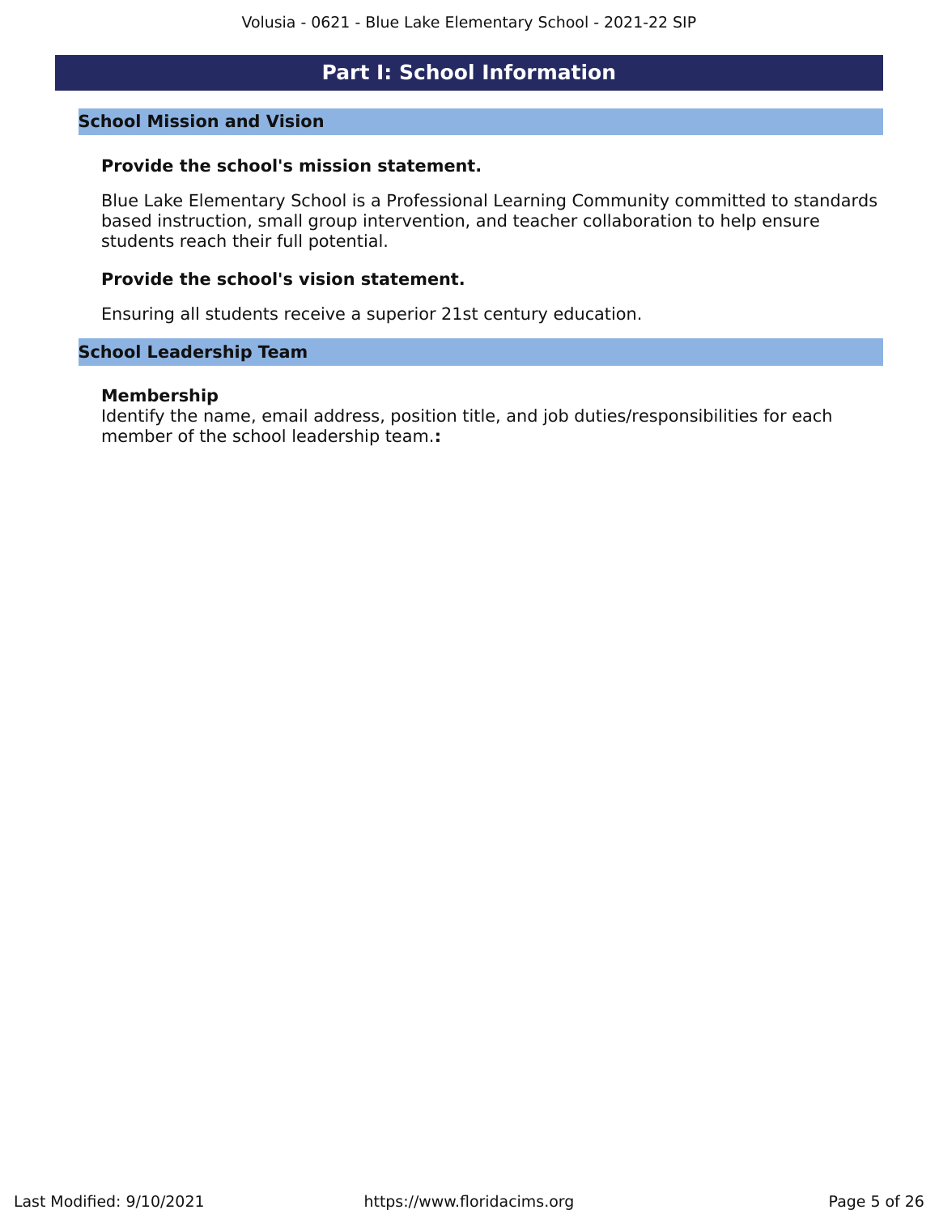# Part I: School Information

## School Mission and Vision

**Provide the school's mission statement.**

Blue Lake Elementary School is a Professional Learning Community committed to standards based instruction, small group intervention, and teacher collaboration to help ensure students reach their full potential.

**Provide the school's vision statement.**

Ensuring all students receive a superior 21st century education.

## School Leadership Team

**Membership**

Identify the name, email address, position title, and job duties/responsibilities for each member of the school leadership team.**:**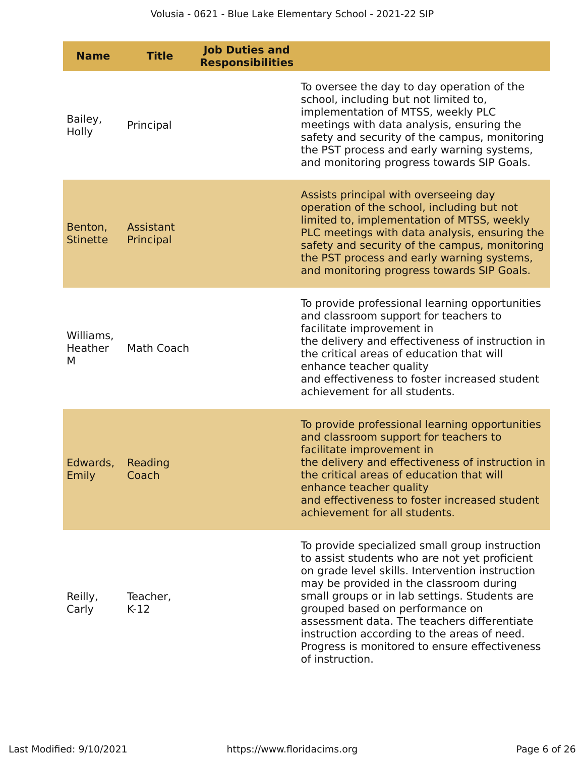| Name | Title | Job Duties and Responsibilities | |
|---|---|---|---|
| Bailey, Holly | Principal | | To oversee the day to day operation of the school, including but not limited to, implementation of MTSS, weekly PLC meetings with data analysis, ensuring the safety and security of the campus, monitoring the PST process and early warning systems, and monitoring progress towards SIP Goals. |
| Benton, Stinette | Assistant Principal | | Assists principal with overseeing day operation of the school, including but not limited to, implementation of MTSS, weekly PLC meetings with data analysis, ensuring the safety and security of the campus, monitoring the PST process and early warning systems, and monitoring progress towards SIP Goals. |
| Williams, Heather M | Math Coach | | To provide professional learning opportunities and classroom support for teachers to facilitate improvement in the delivery and effectiveness of instruction in the critical areas of education that will enhance teacher quality and effectiveness to foster increased student achievement for all students. |
| Edwards, Emily | Reading Coach | | To provide professional learning opportunities and classroom support for teachers to facilitate improvement in the delivery and effectiveness of instruction in the critical areas of education that will enhance teacher quality and effectiveness to foster increased student achievement for all students. |
| Reilly, Carly | Teacher, K-12 | | To provide specialized small group instruction to assist students who are not yet proficient on grade level skills. Intervention instruction may be provided in the classroom during small groups or in lab settings. Students are grouped based on performance on assessment data. The teachers differentiate instruction according to the areas of need. Progress is monitored to ensure effectiveness of instruction. |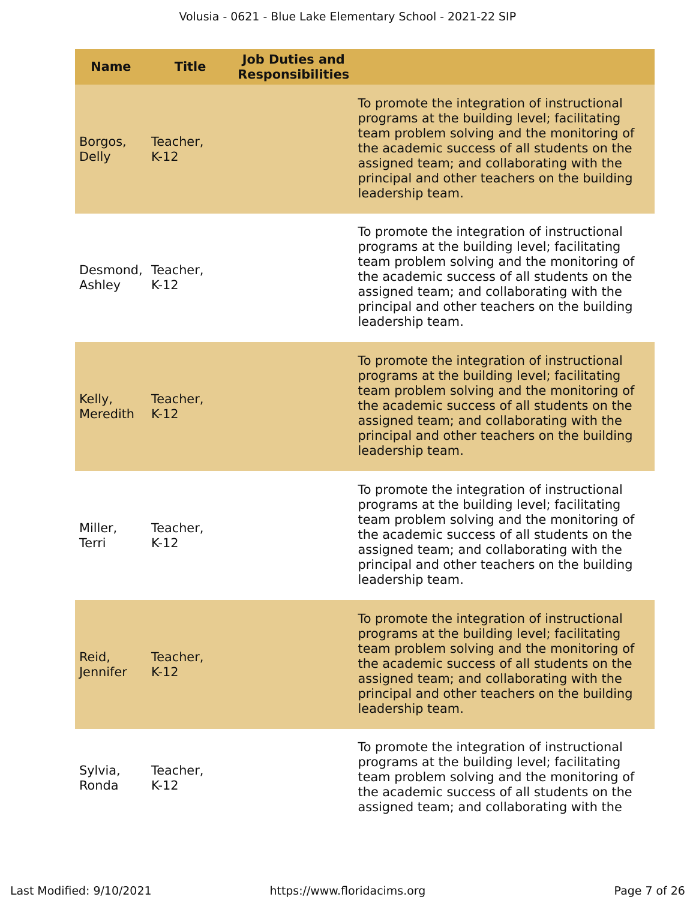| Name | Title | Job Duties and Responsibilities |
|---|---|---|
| Borgos, Delly | Teacher, K-12 | To promote the integration of instructional programs at the building level; facilitating team problem solving and the monitoring of the academic success of all students on the assigned team; and collaborating with the principal and other teachers on the building leadership team. |
| Desmond, Ashley | Teacher, K-12 | To promote the integration of instructional programs at the building level; facilitating team problem solving and the monitoring of the academic success of all students on the assigned team; and collaborating with the principal and other teachers on the building leadership team. |
| Kelly, Meredith | Teacher, K-12 | To promote the integration of instructional programs at the building level; facilitating team problem solving and the monitoring of the academic success of all students on the assigned team; and collaborating with the principal and other teachers on the building leadership team. |
| Miller, Terri | Teacher, K-12 | To promote the integration of instructional programs at the building level; facilitating team problem solving and the monitoring of the academic success of all students on the assigned team; and collaborating with the principal and other teachers on the building leadership team. |
| Reid, Jennifer | Teacher, K-12 | To promote the integration of instructional programs at the building level; facilitating team problem solving and the monitoring of the academic success of all students on the assigned team; and collaborating with the principal and other teachers on the building leadership team. |
| Sylvia, Ronda | Teacher, K-12 | To promote the integration of instructional programs at the building level; facilitating team problem solving and the monitoring of the academic success of all students on the assigned team; and collaborating with the |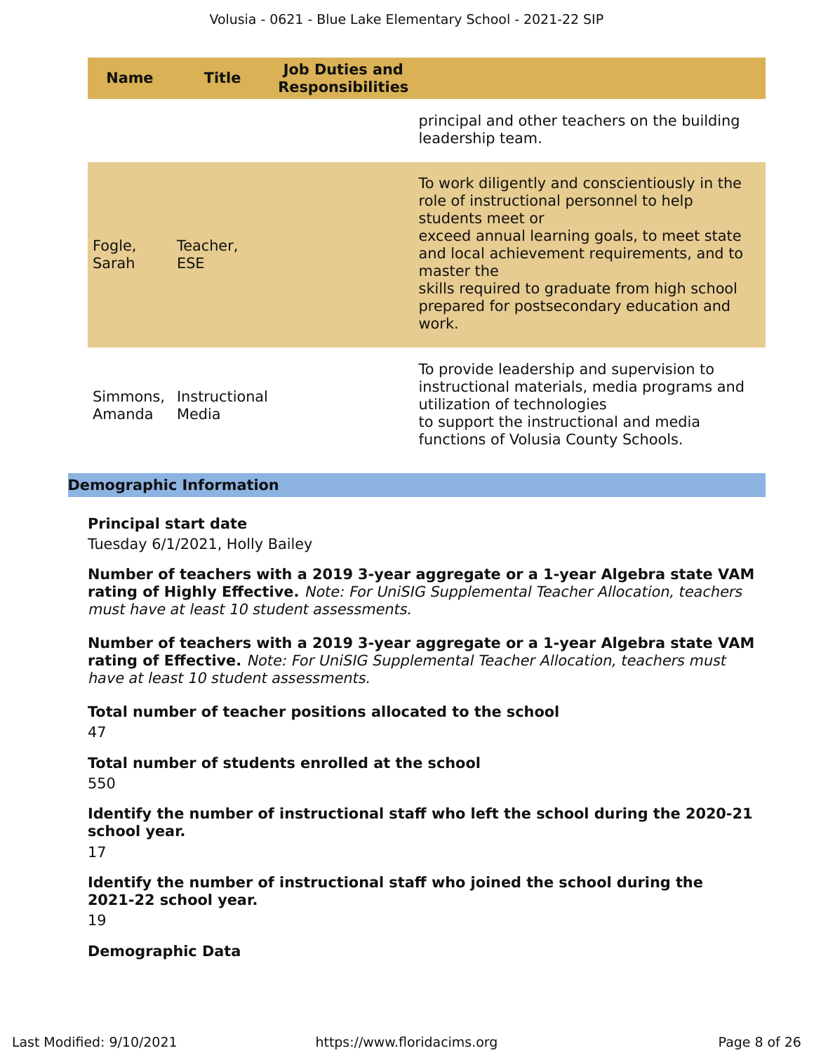| Name | Title | Job Duties and Responsibilities | |
|---|---|---|---|
| | | | principal and other teachers on the building leadership team. |
| Fogle, Sarah | Teacher, ESE | | To work diligently and conscientiously in the role of instructional personnel to help students meet or exceed annual learning goals, to meet state and local achievement requirements, and to master the skills required to graduate from high school prepared for postsecondary education and work. |
| Simmons, Amanda | Instructional Media | | To provide leadership and supervision to instructional materials, media programs and utilization of technologies to support the instructional and media functions of Volusia County Schools. |

## Demographic Information

**Principal start date**

Tuesday 6/1/2021, Holly Bailey

**Number of teachers with a 2019 3-year aggregate or a 1-year Algebra state VAM rating of Highly Effective.** *Note: For UniSIG Supplemental Teacher Allocation, teachers must have at least 10 student assessments.*

**Number of teachers with a 2019 3-year aggregate or a 1-year Algebra state VAM rating of Effective.** *Note: For UniSIG Supplemental Teacher Allocation, teachers must have at least 10 student assessments.*

**Total number of teacher positions allocated to the school**

47

**Total number of students enrolled at the school**

550

**Identify the number of instructional staff who left the school during the 2020-21 school year.**

17

**Identify the number of instructional staff who joined the school during the 2021-22 school year.**

19

**Demographic Data**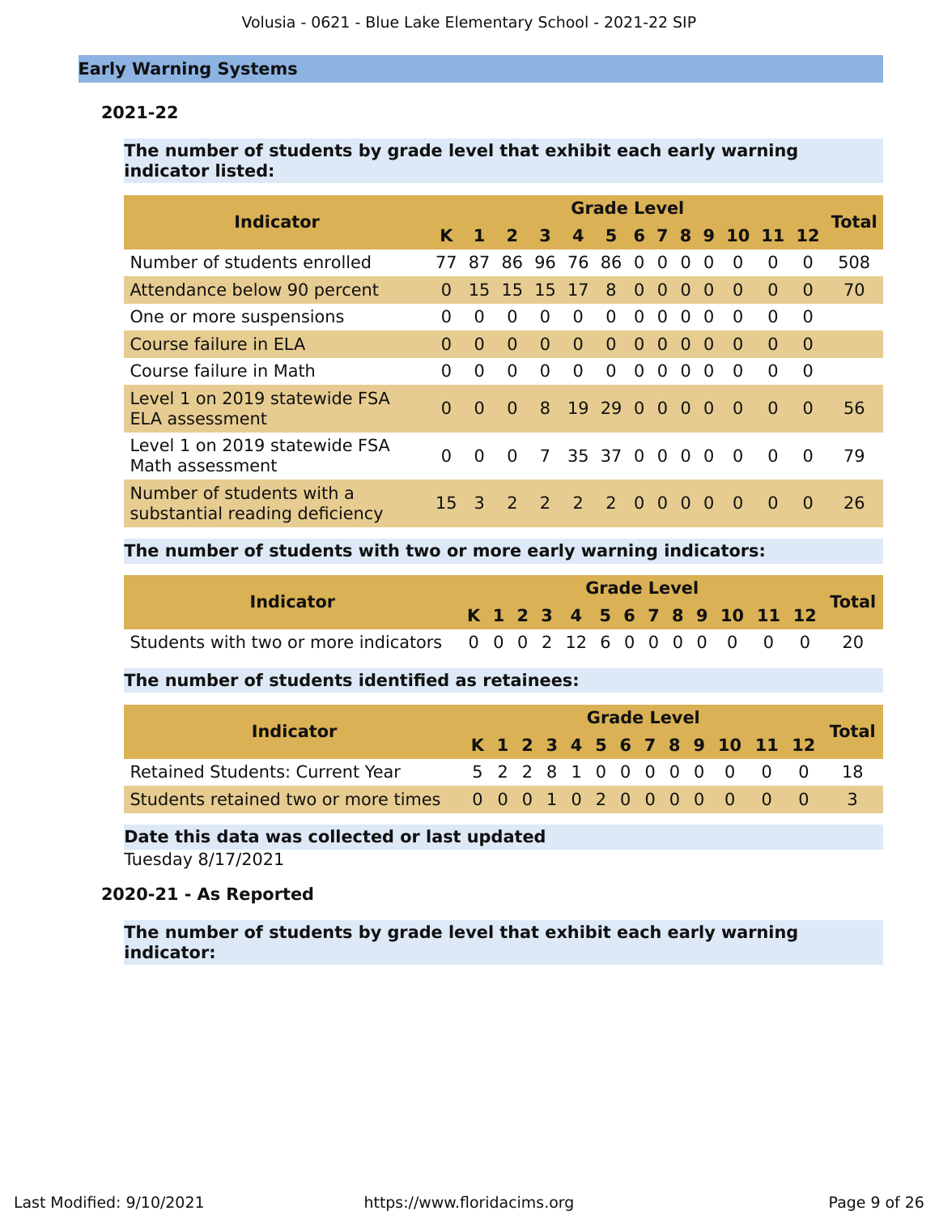## Early Warning Systems

### 2021-22

**The number of students by grade level that exhibit each early warning indicator listed:**

| Indicator | K | 1 | 2 | 3 | 4 | 5 | 6 | 7 | 8 | 9 | 10 | 11 | 12 | Total |
|---|---|---|---|---|---|---|---|---|---|---|---|---|---|---|
| | **Grade Level** | | | | | | | | | | | | | |
| Number of students enrolled | 77 | 87 | 86 | 96 | 76 | 86 | 0 | 0 | 0 | 0 | 0 | 0 | 0 | 508 |
| Attendance below 90 percent | 0 | 15 | 15 | 15 | 17 | 8 | 0 | 0 | 0 | 0 | 0 | 0 | 0 | 70 |
| One or more suspensions | 0 | 0 | 0 | 0 | 0 | 0 | 0 | 0 | 0 | 0 | 0 | 0 | 0 | |
| Course failure in ELA | 0 | 0 | 0 | 0 | 0 | 0 | 0 | 0 | 0 | 0 | 0 | 0 | 0 | |
| Course failure in Math | 0 | 0 | 0 | 0 | 0 | 0 | 0 | 0 | 0 | 0 | 0 | 0 | 0 | |
| Level 1 on 2019 statewide FSA ELA assessment | 0 | 0 | 0 | 8 | 19 | 29 | 0 | 0 | 0 | 0 | 0 | 0 | 0 | 56 |
| Level 1 on 2019 statewide FSA Math assessment | 0 | 0 | 0 | 7 | 35 | 37 | 0 | 0 | 0 | 0 | 0 | 0 | 0 | 79 |
| Number of students with a substantial reading deficiency | 15 | 3 | 2 | 2 | 2 | 2 | 0 | 0 | 0 | 0 | 0 | 0 | 0 | 26 |

**The number of students with two or more early warning indicators:**

| Indicator | K | 1 | 2 | 3 | 4 | 5 | 6 | 7 | 8 | 9 | 10 | 11 | 12 | Total |
|---|---|---|---|---|---|---|---|---|---|---|---|---|---|---|
| | **Grade Level** | | | | | | | | | | | | | |
| Students with two or more indicators | 0 | 0 | 0 | 2 | 12 | 6 | 0 | 0 | 0 | 0 | 0 | 0 | 0 | 20 |

**The number of students identified as retainees:**

| Indicator | K | 1 | 2 | 3 | 4 | 5 | 6 | 7 | 8 | 9 | 10 | 11 | 12 | Total |
|---|---|---|---|---|---|---|---|---|---|---|---|---|---|---|
| | **Grade Level** | | | | | | | | | | | | | |
| Retained Students: Current Year | 5 | 2 | 2 | 8 | 1 | 0 | 0 | 0 | 0 | 0 | 0 | 0 | 0 | 18 |
| Students retained two or more times | 0 | 0 | 0 | 1 | 0 | 2 | 0 | 0 | 0 | 0 | 0 | 0 | 0 | 3 |

**Date this data was collected or last updated**

Tuesday 8/17/2021

### 2020-21 - As Reported

**The number of students by grade level that exhibit each early warning indicator:**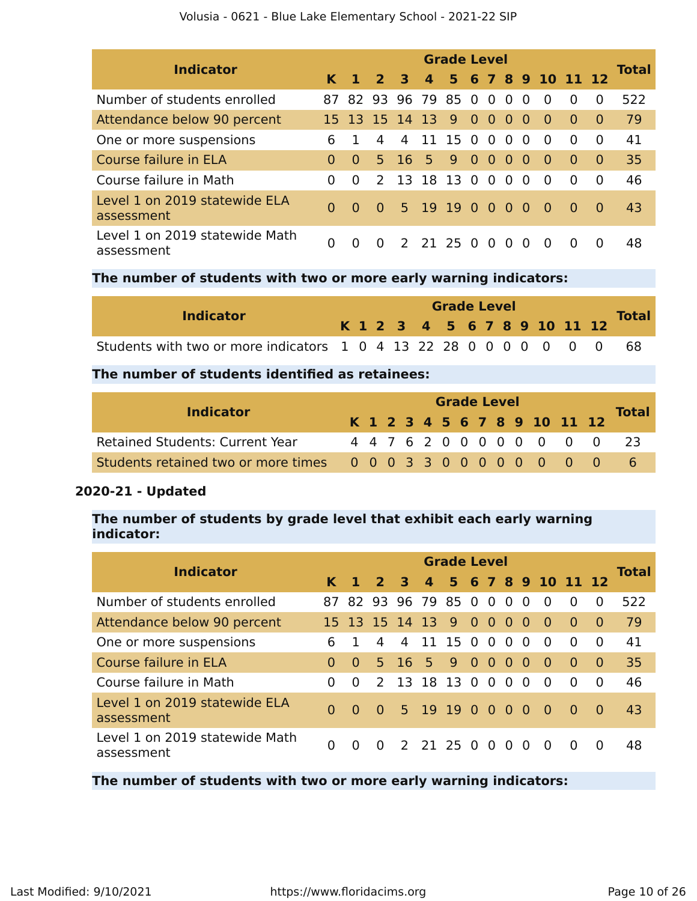| Indicator | Grade Level | | | | | | | | | | | | | Total |
|---|---|---|---|---|---|---|---|---|---|---|---|---|---|---|
| | K | 1 | 2 | 3 | 4 | 5 | 6 | 7 | 8 | 9 | 10 | 11 | 12 | |
| Number of students enrolled | 87 | 82 | 93 | 96 | 79 | 85 | 0 | 0 | 0 | 0 | 0 | 0 | 0 | 522 |
| Attendance below 90 percent | 15 | 13 | 15 | 14 | 13 | 9 | 0 | 0 | 0 | 0 | 0 | 0 | 0 | 79 |
| One or more suspensions | 6 | 1 | 4 | 4 | 11 | 15 | 0 | 0 | 0 | 0 | 0 | 0 | 0 | 41 |
| Course failure in ELA | 0 | 0 | 5 | 16 | 5 | 9 | 0 | 0 | 0 | 0 | 0 | 0 | 0 | 35 |
| Course failure in Math | 0 | 0 | 2 | 13 | 18 | 13 | 0 | 0 | 0 | 0 | 0 | 0 | 0 | 46 |
| Level 1 on 2019 statewide ELA assessment | 0 | 0 | 0 | 5 | 19 | 19 | 0 | 0 | 0 | 0 | 0 | 0 | 0 | 43 |
| Level 1 on 2019 statewide Math assessment | 0 | 0 | 0 | 2 | 21 | 25 | 0 | 0 | 0 | 0 | 0 | 0 | 0 | 48 |

**The number of students with two or more early warning indicators:**

| Indicator | Grade Level | | | | | | | | | | | | | Total |
|---|---|---|---|---|---|---|---|---|---|---|---|---|---|---|
| | K | 1 | 2 | 3 | 4 | 5 | 6 | 7 | 8 | 9 | 10 | 11 | 12 | |
| Students with two or more indicators | 1 | 0 | 4 | 13 | 22 | 28 | 0 | 0 | 0 | 0 | 0 | 0 | 0 | 68 |

**The number of students identified as retainees:**

| Indicator | Grade Level | | | | | | | | | | | | | Total |
|---|---|---|---|---|---|---|---|---|---|---|---|---|---|---|
| | K | 1 | 2 | 3 | 4 | 5 | 6 | 7 | 8 | 9 | 10 | 11 | 12 | |
| Retained Students: Current Year | 4 | 4 | 7 | 6 | 2 | 0 | 0 | 0 | 0 | 0 | 0 | 0 | 0 | 23 |
| Students retained two or more times | 0 | 0 | 0 | 3 | 3 | 0 | 0 | 0 | 0 | 0 | 0 | 0 | 0 | 6 |

### 2020-21 - Updated

**The number of students by grade level that exhibit each early warning indicator:**

| Indicator | Grade Level | | | | | | | | | | | | | Total |
|---|---|---|---|---|---|---|---|---|---|---|---|---|---|---|
| | K | 1 | 2 | 3 | 4 | 5 | 6 | 7 | 8 | 9 | 10 | 11 | 12 | |
| Number of students enrolled | 87 | 82 | 93 | 96 | 79 | 85 | 0 | 0 | 0 | 0 | 0 | 0 | 0 | 522 |
| Attendance below 90 percent | 15 | 13 | 15 | 14 | 13 | 9 | 0 | 0 | 0 | 0 | 0 | 0 | 0 | 79 |
| One or more suspensions | 6 | 1 | 4 | 4 | 11 | 15 | 0 | 0 | 0 | 0 | 0 | 0 | 0 | 41 |
| Course failure in ELA | 0 | 0 | 5 | 16 | 5 | 9 | 0 | 0 | 0 | 0 | 0 | 0 | 0 | 35 |
| Course failure in Math | 0 | 0 | 2 | 13 | 18 | 13 | 0 | 0 | 0 | 0 | 0 | 0 | 0 | 46 |
| Level 1 on 2019 statewide ELA assessment | 0 | 0 | 0 | 5 | 19 | 19 | 0 | 0 | 0 | 0 | 0 | 0 | 0 | 43 |
| Level 1 on 2019 statewide Math assessment | 0 | 0 | 0 | 2 | 21 | 25 | 0 | 0 | 0 | 0 | 0 | 0 | 0 | 48 |

**The number of students with two or more early warning indicators:**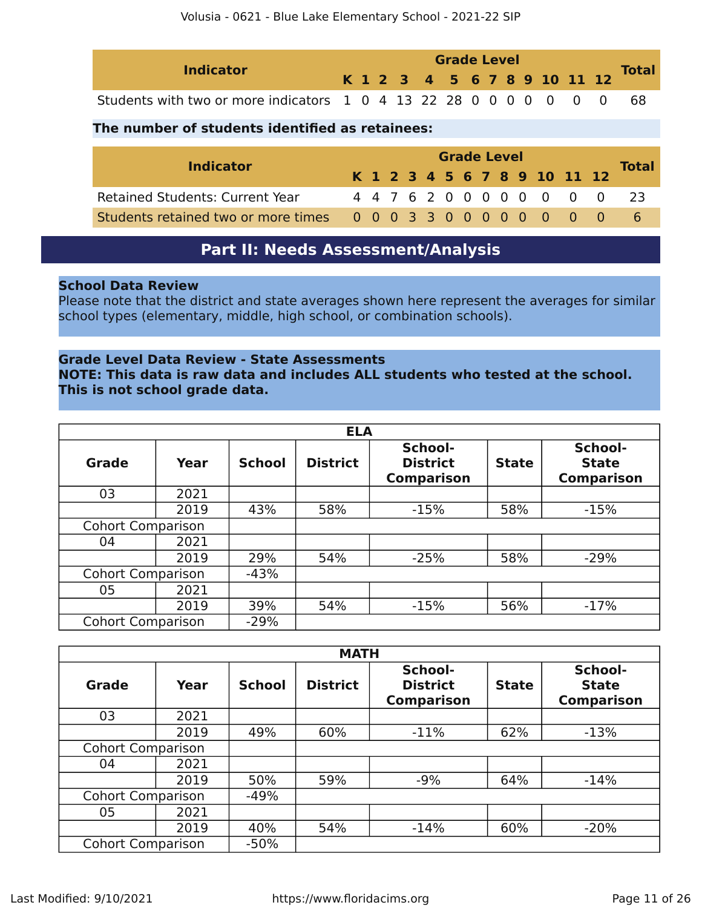| Indicator | K | 1 | 2 | 3 | 4 | 5 | 6 | 7 | 8 | 9 | 10 | 11 | 12 | Total |
|---|---|---|---|---|---|---|---|---|---|---|---|---|---|---|
| Students with two or more indicators | 1 | 0 | 4 | 13 | 22 | 28 | 0 | 0 | 0 | 0 | 0 | 0 | 0 | 68 |

**The number of students identified as retainees:**

| Indicator | K | 1 | 2 | 3 | 4 | 5 | 6 | 7 | 8 | 9 | 10 | 11 | 12 | Total |
|---|---|---|---|---|---|---|---|---|---|---|---|---|---|---|
| Retained Students: Current Year | 4 | 4 | 7 | 6 | 2 | 0 | 0 | 0 | 0 | 0 | 0 | 0 | 0 | 23 |
| Students retained two or more times | 0 | 0 | 0 | 3 | 3 | 0 | 0 | 0 | 0 | 0 | 0 | 0 | 0 | 6 |

## Part II: Needs Assessment/Analysis

**School Data Review**
Please note that the district and state averages shown here represent the averages for similar school types (elementary, middle, high school, or combination schools).

**Grade Level Data Review - State Assessments**
**NOTE: This data is raw data and includes ALL students who tested at the school. This is not school grade data.**

| ELA | | | | | | |
|---|---|---|---|---|---|---|
| **Grade** | **Year** | **School** | **District** | **School-District Comparison** | **State** | **School-State Comparison** |
| 03 | 2021 | | | | | |
| | 2019 | 43% | 58% | -15% | 58% | -15% |
| Cohort Comparison | | | | | | |
| 04 | 2021 | | | | | |
| | 2019 | 29% | 54% | -25% | 58% | -29% |
| Cohort Comparison | | -43% | | | | |
| 05 | 2021 | | | | | |
| | 2019 | 39% | 54% | -15% | 56% | -17% |
| Cohort Comparison | | -29% | | | | |

| MATH | | | | | | |
|---|---|---|---|---|---|---|
| **Grade** | **Year** | **School** | **District** | **School-District Comparison** | **State** | **School-State Comparison** |
| 03 | 2021 | | | | | |
| | 2019 | 49% | 60% | -11% | 62% | -13% |
| Cohort Comparison | | | | | | |
| 04 | 2021 | | | | | |
| | 2019 | 50% | 59% | -9% | 64% | -14% |
| Cohort Comparison | | -49% | | | | |
| 05 | 2021 | | | | | |
| | 2019 | 40% | 54% | -14% | 60% | -20% |
| Cohort Comparison | | -50% | | | | |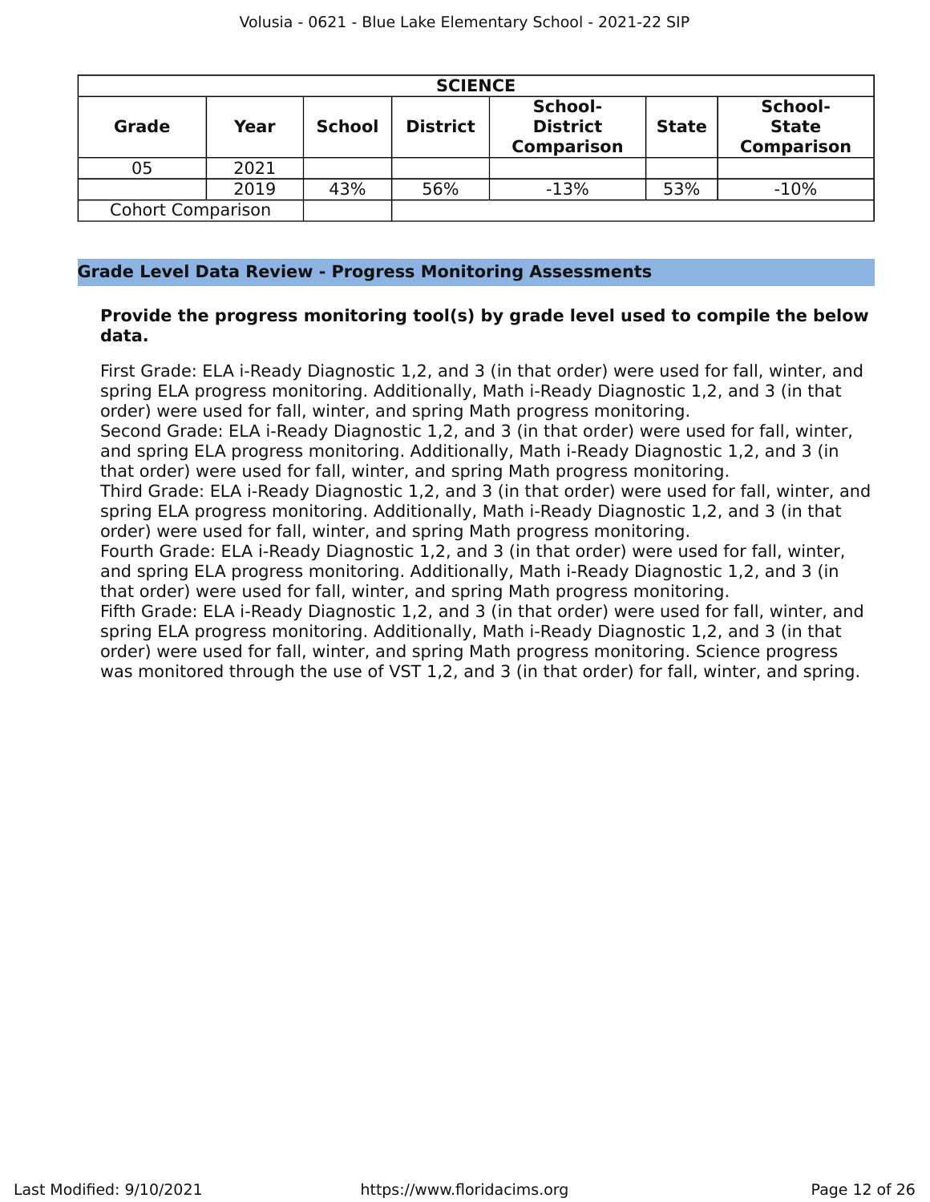| SCIENCE | | | | | | |
|---|---|---|---|---|---|---|
| **Grade** | **Year** | **School** | **District** | **School-District Comparison** | **State** | **School-State Comparison** |
| 05 | 2021 | | | | | |
| | 2019 | 43% | 56% | -13% | 53% | -10% |
| Cohort Comparison | | | | | | |

## Grade Level Data Review - Progress Monitoring Assessments

**Provide the progress monitoring tool(s) by grade level used to compile the below data.**

First Grade: ELA i-Ready Diagnostic 1,2, and 3 (in that order) were used for fall, winter, and spring ELA progress monitoring. Additionally, Math i-Ready Diagnostic 1,2, and 3 (in that order) were used for fall, winter, and spring Math progress monitoring.
Second Grade: ELA i-Ready Diagnostic 1,2, and 3 (in that order) were used for fall, winter, and spring ELA progress monitoring. Additionally, Math i-Ready Diagnostic 1,2, and 3 (in that order) were used for fall, winter, and spring Math progress monitoring.
Third Grade: ELA i-Ready Diagnostic 1,2, and 3 (in that order) were used for fall, winter, and spring ELA progress monitoring. Additionally, Math i-Ready Diagnostic 1,2, and 3 (in that order) were used for fall, winter, and spring Math progress monitoring.
Fourth Grade: ELA i-Ready Diagnostic 1,2, and 3 (in that order) were used for fall, winter, and spring ELA progress monitoring. Additionally, Math i-Ready Diagnostic 1,2, and 3 (in that order) were used for fall, winter, and spring Math progress monitoring.
Fifth Grade: ELA i-Ready Diagnostic 1,2, and 3 (in that order) were used for fall, winter, and spring ELA progress monitoring. Additionally, Math i-Ready Diagnostic 1,2, and 3 (in that order) were used for fall, winter, and spring Math progress monitoring. Science progress was monitored through the use of VST 1,2, and 3 (in that order) for fall, winter, and spring.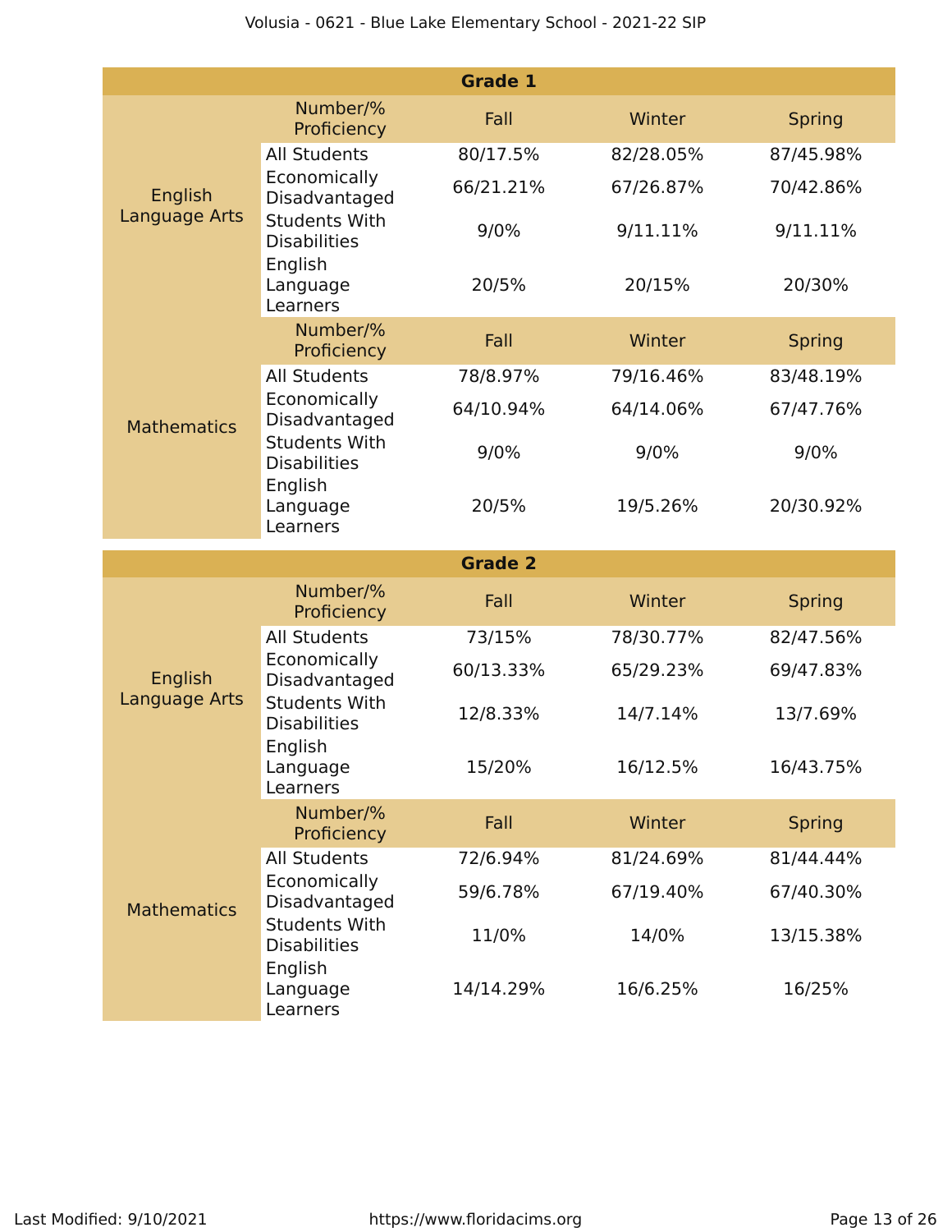| Grade 1 | | | | |
|---|---|---|---|---|
| | Number/% Proficiency | Fall | Winter | Spring |
| English Language Arts | All Students | 80/17.5% | 82/28.05% | 87/45.98% |
| | Economically Disadvantaged | 66/21.21% | 67/26.87% | 70/42.86% |
| | Students With Disabilities | 9/0% | 9/11.11% | 9/11.11% |
| | English Language Learners | 20/5% | 20/15% | 20/30% |
| | Number/% Proficiency | Fall | Winter | Spring |
| Mathematics | All Students | 78/8.97% | 79/16.46% | 83/48.19% |
| | Economically Disadvantaged | 64/10.94% | 64/14.06% | 67/47.76% |
| | Students With Disabilities | 9/0% | 9/0% | 9/0% |
| | English Language Learners | 20/5% | 19/5.26% | 20/30.92% |

| Grade 2 | | | | |
|---|---|---|---|---|
| | Number/% Proficiency | Fall | Winter | Spring |
| English Language Arts | All Students | 73/15% | 78/30.77% | 82/47.56% |
| | Economically Disadvantaged | 60/13.33% | 65/29.23% | 69/47.83% |
| | Students With Disabilities | 12/8.33% | 14/7.14% | 13/7.69% |
| | English Language Learners | 15/20% | 16/12.5% | 16/43.75% |
| | Number/% Proficiency | Fall | Winter | Spring |
| Mathematics | All Students | 72/6.94% | 81/24.69% | 81/44.44% |
| | Economically Disadvantaged | 59/6.78% | 67/19.40% | 67/40.30% |
| | Students With Disabilities | 11/0% | 14/0% | 13/15.38% |
| | English Language Learners | 14/14.29% | 16/6.25% | 16/25% |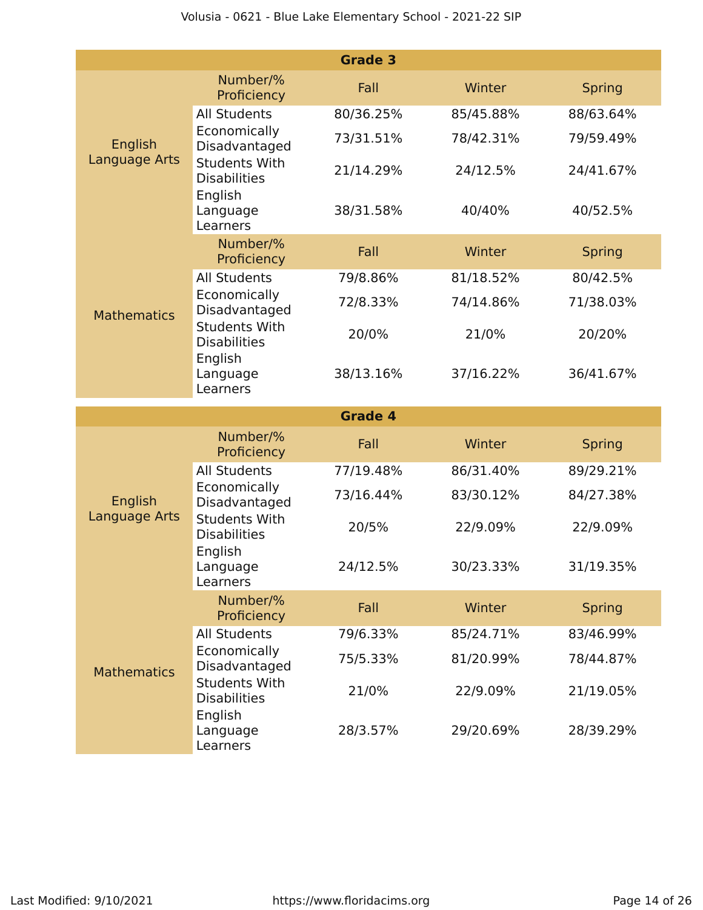| Grade 3 | | | | |
|---|---|---|---|---|
| | Number/% Proficiency | Fall | Winter | Spring |
| English Language Arts | All Students | 80/36.25% | 85/45.88% | 88/63.64% |
| | Economically Disadvantaged | 73/31.51% | 78/42.31% | 79/59.49% |
| | Students With Disabilities | 21/14.29% | 24/12.5% | 24/41.67% |
| | English Language Learners | 38/31.58% | 40/40% | 40/52.5% |
| | Number/% Proficiency | Fall | Winter | Spring |
| Mathematics | All Students | 79/8.86% | 81/18.52% | 80/42.5% |
| | Economically Disadvantaged | 72/8.33% | 74/14.86% | 71/38.03% |
| | Students With Disabilities | 20/0% | 21/0% | 20/20% |
| | English Language Learners | 38/13.16% | 37/16.22% | 36/41.67% |

| Grade 4 | | | | |
|---|---|---|---|---|
| | Number/% Proficiency | Fall | Winter | Spring |
| English Language Arts | All Students | 77/19.48% | 86/31.40% | 89/29.21% |
| | Economically Disadvantaged | 73/16.44% | 83/30.12% | 84/27.38% |
| | Students With Disabilities | 20/5% | 22/9.09% | 22/9.09% |
| | English Language Learners | 24/12.5% | 30/23.33% | 31/19.35% |
| | Number/% Proficiency | Fall | Winter | Spring |
| Mathematics | All Students | 79/6.33% | 85/24.71% | 83/46.99% |
| | Economically Disadvantaged | 75/5.33% | 81/20.99% | 78/44.87% |
| | Students With Disabilities | 21/0% | 22/9.09% | 21/19.05% |
| | English Language Learners | 28/3.57% | 29/20.69% | 28/39.29% |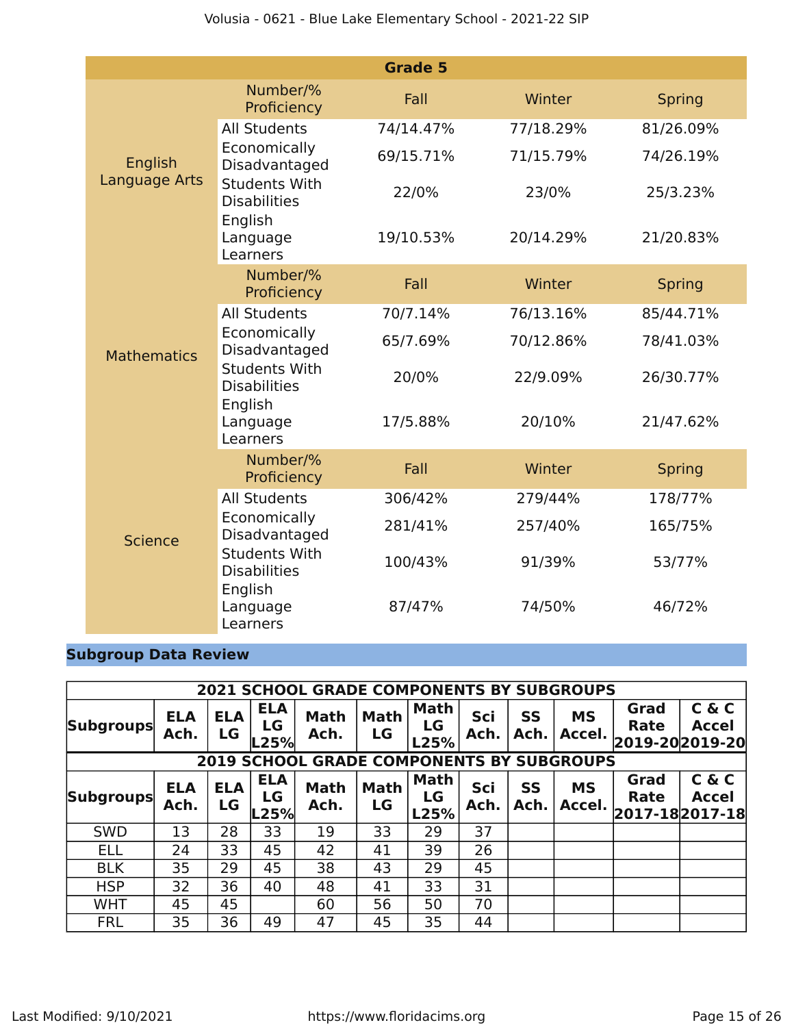| Grade 5 | | | | |
|---|---|---|---|---|
| | Number/% Proficiency | Fall | Winter | Spring |
| English Language Arts | All Students | 74/14.47% | 77/18.29% | 81/26.09% |
| | Economically Disadvantaged | 69/15.71% | 71/15.79% | 74/26.19% |
| | Students With Disabilities | 22/0% | 23/0% | 25/3.23% |
| | English Language Learners | 19/10.53% | 20/14.29% | 21/20.83% |
| | Number/% Proficiency | Fall | Winter | Spring |
| Mathematics | All Students | 70/7.14% | 76/13.16% | 85/44.71% |
| | Economically Disadvantaged | 65/7.69% | 70/12.86% | 78/41.03% |
| | Students With Disabilities | 20/0% | 22/9.09% | 26/30.77% |
| | English Language Learners | 17/5.88% | 20/10% | 21/47.62% |
| | Number/% Proficiency | Fall | Winter | Spring |
| Science | All Students | 306/42% | 279/44% | 178/77% |
| | Economically Disadvantaged | 281/41% | 257/40% | 165/75% |
| | Students With Disabilities | 100/43% | 91/39% | 53/77% |
| | English Language Learners | 87/47% | 74/50% | 46/72% |

## Subgroup Data Review

| 2021 SCHOOL GRADE COMPONENTS BY SUBGROUPS | | | | | | | | | | | |
|---|---|---|---|---|---|---|---|---|---|---|---|
| Subgroups | ELA Ach. | ELA LG | ELA LG L25% | Math Ach. | Math LG | Math LG L25% | Sci Ach. | SS Ach. | MS Accel. | Grad Rate 2019-20 | C & C Accel 2019-20 |
| **2019 SCHOOL GRADE COMPONENTS BY SUBGROUPS** | | | | | | | | | | | |
| Subgroups | ELA Ach. | ELA LG | ELA LG L25% | Math Ach. | Math LG | Math LG L25% | Sci Ach. | SS Ach. | MS Accel. | Grad Rate 2017-18 | C & C Accel 2017-18 |
| SWD | 13 | 28 | 33 | 19 | 33 | 29 | 37 | | | | |
| ELL | 24 | 33 | 45 | 42 | 41 | 39 | 26 | | | | |
| BLK | 35 | 29 | 45 | 38 | 43 | 29 | 45 | | | | |
| HSP | 32 | 36 | 40 | 48 | 41 | 33 | 31 | | | | |
| WHT | 45 | 45 | | 60 | 56 | 50 | 70 | | | | |
| FRL | 35 | 36 | 49 | 47 | 45 | 35 | 44 | | | | |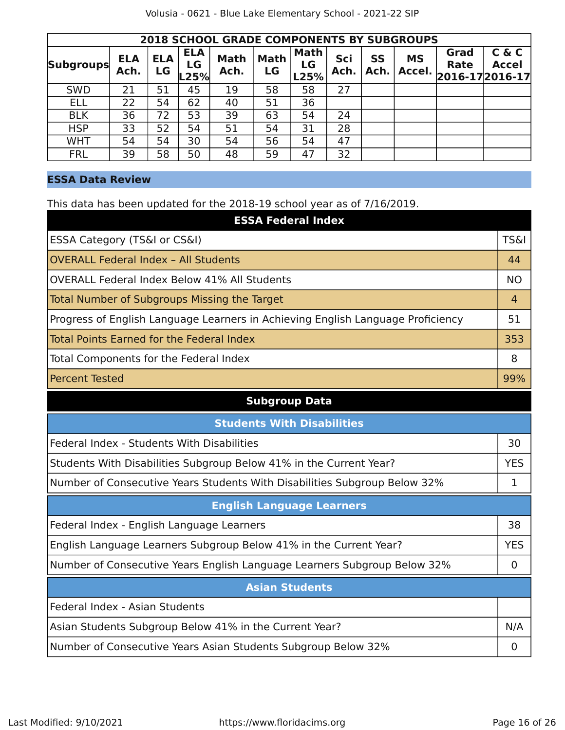| 2018 SCHOOL GRADE COMPONENTS BY SUBGROUPS | | | | | | | | | | | |
|---|---|---|---|---|---|---|---|---|---|---|---|
| Subgroups | ELA Ach. | ELA LG | ELA LG L25% | Math Ach. | Math LG | Math LG L25% | Sci Ach. | SS Ach. | MS Accel. | Grad Rate 2016-17 | C & C Accel 2016-17 |
| SWD | 21 | 51 | 45 | 19 | 58 | 58 | 27 | | | | |
| ELL | 22 | 54 | 62 | 40 | 51 | 36 | | | | | |
| BLK | 36 | 72 | 53 | 39 | 63 | 54 | 24 | | | | |
| HSP | 33 | 52 | 54 | 51 | 54 | 31 | 28 | | | | |
| WHT | 54 | 54 | 30 | 54 | 56 | 54 | 47 | | | | |
| FRL | 39 | 58 | 50 | 48 | 59 | 47 | 32 | | | | |

## ESSA Data Review

This data has been updated for the 2018-19 school year as of 7/16/2019.

| ESSA Federal Index | |
|---|---|
| ESSA Category (TS&I or CS&I) | TS&I |
| OVERALL Federal Index – All Students | 44 |
| OVERALL Federal Index Below 41% All Students | NO |
| Total Number of Subgroups Missing the Target | 4 |
| Progress of English Language Learners in Achieving English Language Proficiency | 51 |
| Total Points Earned for the Federal Index | 353 |
| Total Components for the Federal Index | 8 |
| Percent Tested | 99% |

### Subgroup Data

| Students With Disabilities | |
|---|---|
| Federal Index - Students With Disabilities | 30 |
| Students With Disabilities Subgroup Below 41% in the Current Year? | YES |
| Number of Consecutive Years Students With Disabilities Subgroup Below 32% | 1 |

| English Language Learners | |
|---|---|
| Federal Index - English Language Learners | 38 |
| English Language Learners Subgroup Below 41% in the Current Year? | YES |
| Number of Consecutive Years English Language Learners Subgroup Below 32% | 0 |

| Asian Students | |
|---|---|
| Federal Index - Asian Students | |
| Asian Students Subgroup Below 41% in the Current Year? | N/A |
| Number of Consecutive Years Asian Students Subgroup Below 32% | 0 |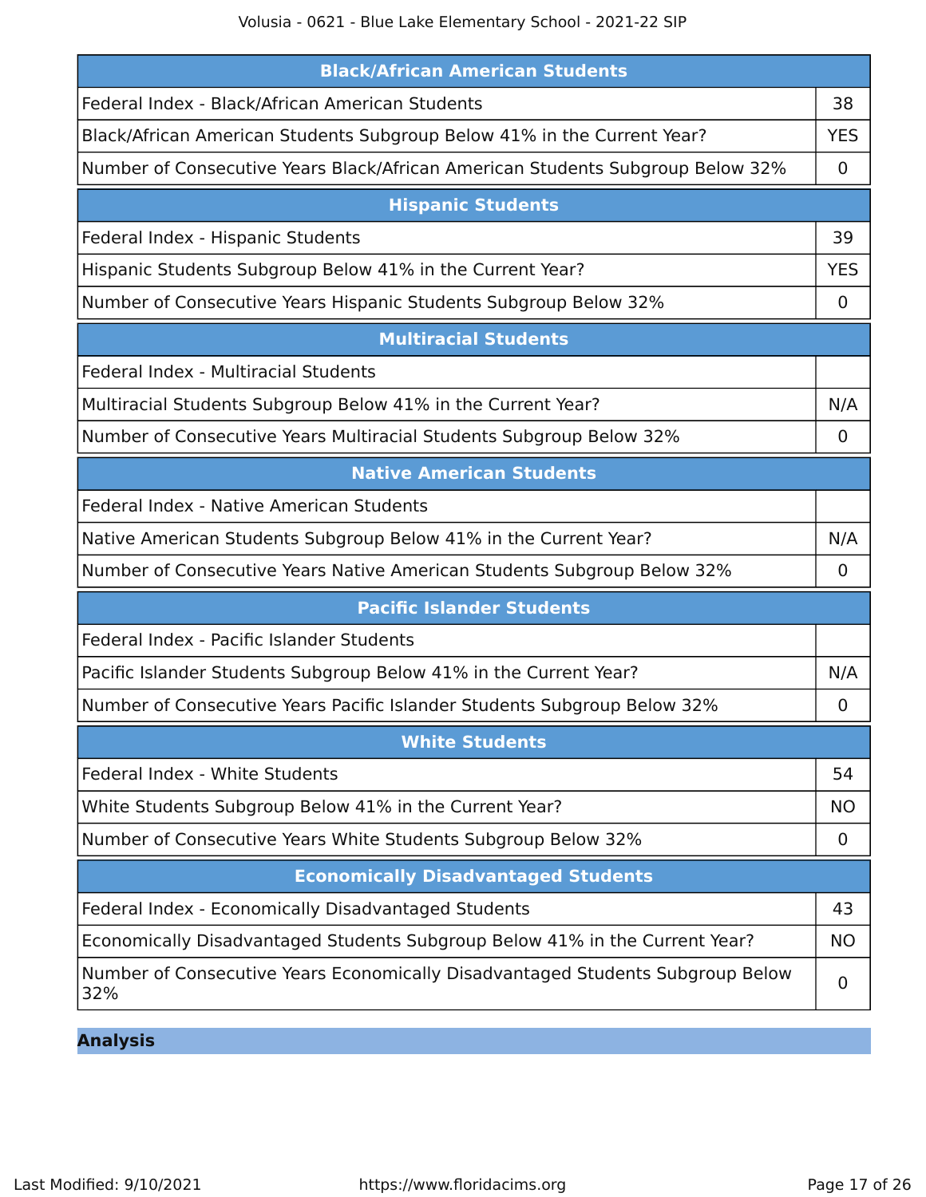| Black/African American Students | |
|---|---|
| Federal Index - Black/African American Students | 38 |
| Black/African American Students Subgroup Below 41% in the Current Year? | YES |
| Number of Consecutive Years Black/African American Students Subgroup Below 32% | 0 |

| Hispanic Students | |
|---|---|
| Federal Index - Hispanic Students | 39 |
| Hispanic Students Subgroup Below 41% in the Current Year? | YES |
| Number of Consecutive Years Hispanic Students Subgroup Below 32% | 0 |

| Multiracial Students | |
|---|---|
| Federal Index - Multiracial Students | |
| Multiracial Students Subgroup Below 41% in the Current Year? | N/A |
| Number of Consecutive Years Multiracial Students Subgroup Below 32% | 0 |

| Native American Students | |
|---|---|
| Federal Index - Native American Students | |
| Native American Students Subgroup Below 41% in the Current Year? | N/A |
| Number of Consecutive Years Native American Students Subgroup Below 32% | 0 |

| Pacific Islander Students | |
|---|---|
| Federal Index - Pacific Islander Students | |
| Pacific Islander Students Subgroup Below 41% in the Current Year? | N/A |
| Number of Consecutive Years Pacific Islander Students Subgroup Below 32% | 0 |

| White Students | |
|---|---|
| Federal Index - White Students | 54 |
| White Students Subgroup Below 41% in the Current Year? | NO |
| Number of Consecutive Years White Students Subgroup Below 32% | 0 |

| Economically Disadvantaged Students | |
|---|---|
| Federal Index - Economically Disadvantaged Students | 43 |
| Economically Disadvantaged Students Subgroup Below 41% in the Current Year? | NO |
| Number of Consecutive Years Economically Disadvantaged Students Subgroup Below 32% | 0 |

## Analysis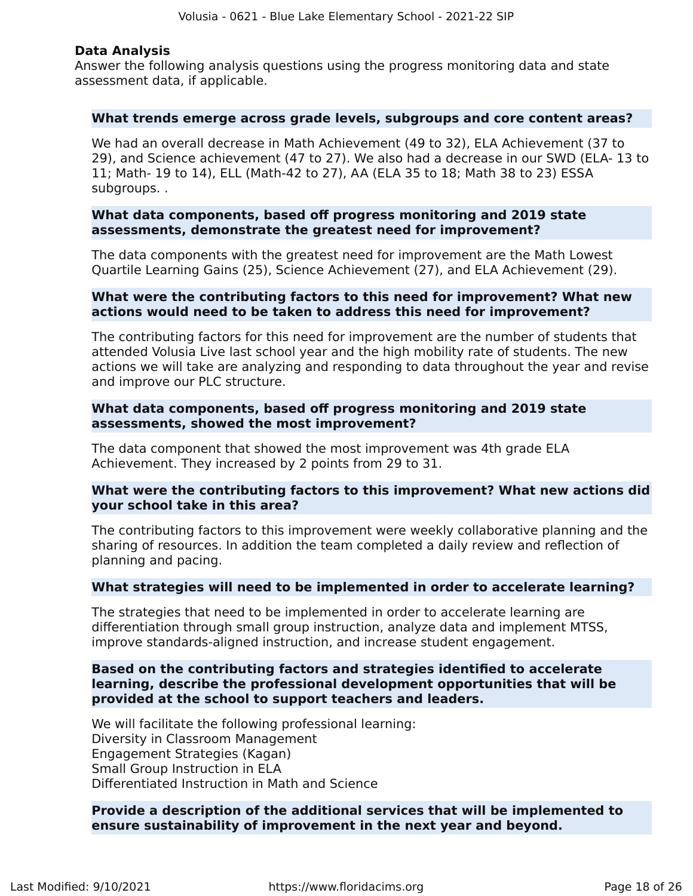## Data Analysis

Answer the following analysis questions using the progress monitoring data and state assessment data, if applicable.

**What trends emerge across grade levels, subgroups and core content areas?**

We had an overall decrease in Math Achievement (49 to 32), ELA Achievement (37 to 29), and Science achievement (47 to 27). We also had a decrease in our SWD (ELA- 13 to 11; Math- 19 to 14), ELL (Math-42 to 27), AA (ELA 35 to 18; Math 38 to 23) ESSA subgroups. .

**What data components, based off progress monitoring and 2019 state assessments, demonstrate the greatest need for improvement?**

The data components with the greatest need for improvement are the Math Lowest Quartile Learning Gains (25), Science Achievement (27), and ELA Achievement (29).

**What were the contributing factors to this need for improvement? What new actions would need to be taken to address this need for improvement?**

The contributing factors for this need for improvement are the number of students that attended Volusia Live last school year and the high mobility rate of students. The new actions we will take are analyzing and responding to data throughout the year and revise and improve our PLC structure.

**What data components, based off progress monitoring and 2019 state assessments, showed the most improvement?**

The data component that showed the most improvement was 4th grade ELA Achievement. They increased by 2 points from 29 to 31.

**What were the contributing factors to this improvement? What new actions did your school take in this area?**

The contributing factors to this improvement were weekly collaborative planning and the sharing of resources. In addition the team completed a daily review and reflection of planning and pacing.

**What strategies will need to be implemented in order to accelerate learning?**

The strategies that need to be implemented in order to accelerate learning are differentiation through small group instruction, analyze data and implement MTSS, improve standards-aligned instruction, and increase student engagement.

**Based on the contributing factors and strategies identified to accelerate learning, describe the professional development opportunities that will be provided at the school to support teachers and leaders.**

We will facilitate the following professional learning:
Diversity in Classroom Management
Engagement Strategies (Kagan)
Small Group Instruction in ELA
Differentiated Instruction in Math and Science

**Provide a description of the additional services that will be implemented to ensure sustainability of improvement in the next year and beyond.**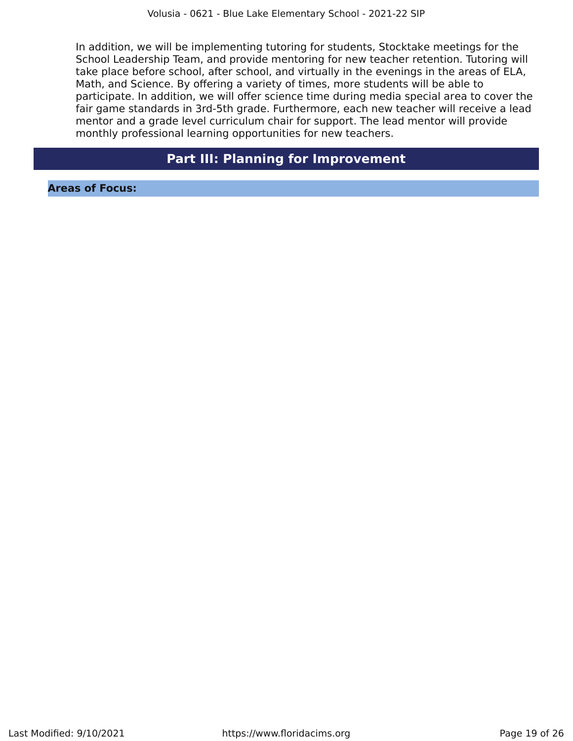In addition, we will be implementing tutoring for students, Stocktake meetings for the School Leadership Team, and provide mentoring for new teacher retention. Tutoring will take place before school, after school, and virtually in the evenings in the areas of ELA, Math, and Science. By offering a variety of times, more students will be able to participate. In addition, we will offer science time during media special area to cover the fair game standards in 3rd-5th grade. Furthermore, each new teacher will receive a lead mentor and a grade level curriculum chair for support. The lead mentor will provide monthly professional learning opportunities for new teachers.

# Part III: Planning for Improvement

**Areas of Focus:**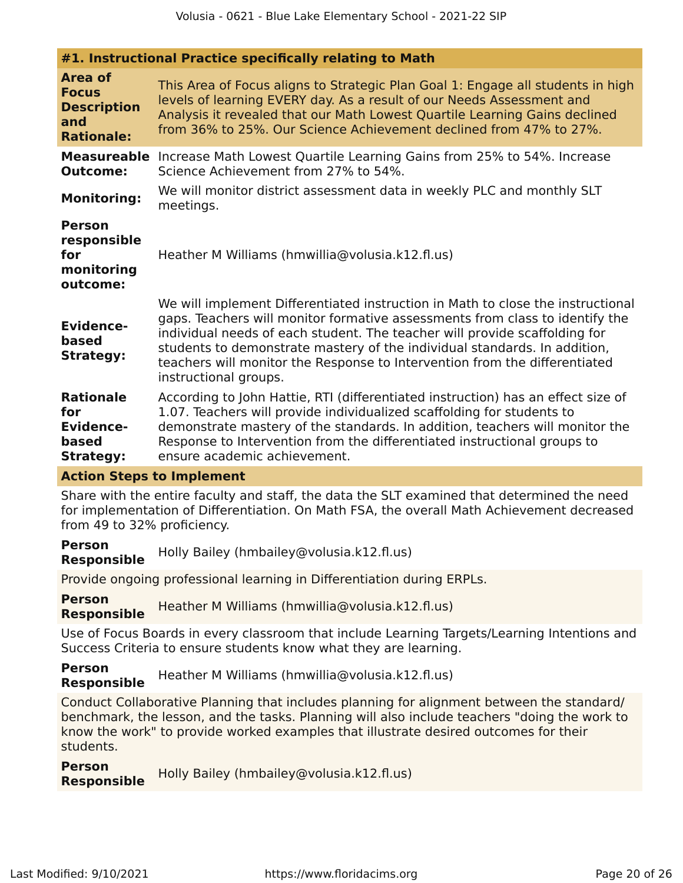### #1. Instructional Practice specifically relating to Math

| | |
|---|---|
| **Area of Focus Description and Rationale:** | This Area of Focus aligns to Strategic Plan Goal 1: Engage all students in high levels of learning EVERY day. As a result of our Needs Assessment and Analysis it revealed that our Math Lowest Quartile Learning Gains declined from 36% to 25%. Our Science Achievement declined from 47% to 27%. |
| **Measureable Outcome:** | Increase Math Lowest Quartile Learning Gains from 25% to 54%. Increase Science Achievement from 27% to 54%. |
| **Monitoring:** | We will monitor district assessment data in weekly PLC and monthly SLT meetings. |
| **Person responsible for monitoring outcome:** | Heather M Williams (hmwillia@volusia.k12.fl.us) |
| **Evidence-based Strategy:** | We will implement Differentiated instruction in Math to close the instructional gaps. Teachers will monitor formative assessments from class to identify the individual needs of each student. The teacher will provide scaffolding for students to demonstrate mastery of the individual standards. In addition, teachers will monitor the Response to Intervention from the differentiated instructional groups. |
| **Rationale for Evidence-based Strategy:** | According to John Hattie, RTI (differentiated instruction) has an effect size of 1.07. Teachers will provide individualized scaffolding for students to demonstrate mastery of the standards. In addition, teachers will monitor the Response to Intervention from the differentiated instructional groups to ensure academic achievement. |

**Action Steps to Implement**

Share with the entire faculty and staff, the data the SLT examined that determined the need for implementation of Differentiation. On Math FSA, the overall Math Achievement decreased from 49 to 32% proficiency.

**Person Responsible** Holly Bailey (hmbailey@volusia.k12.fl.us)

Provide ongoing professional learning in Differentiation during ERPLs.

**Person Responsible** Heather M Williams (hmwillia@volusia.k12.fl.us)

Use of Focus Boards in every classroom that include Learning Targets/Learning Intentions and Success Criteria to ensure students know what they are learning.

**Person Responsible** Heather M Williams (hmwillia@volusia.k12.fl.us)

Conduct Collaborative Planning that includes planning for alignment between the standard/benchmark, the lesson, and the tasks. Planning will also include teachers "doing the work to know the work" to provide worked examples that illustrate desired outcomes for their students.

**Person Responsible** Holly Bailey (hmbailey@volusia.k12.fl.us)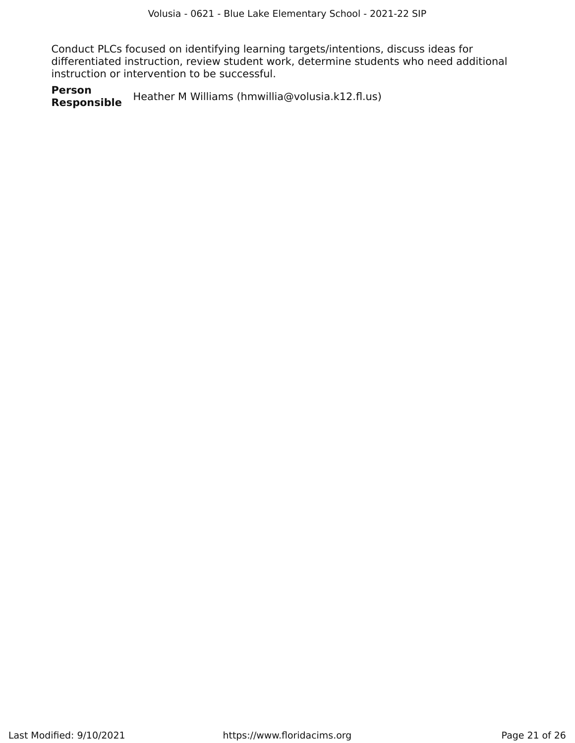Conduct PLCs focused on identifying learning targets/intentions, discuss ideas for differentiated instruction, review student work, determine students who need additional instruction or intervention to be successful.

**Person Responsible** Heather M Williams (hmwillia@volusia.k12.fl.us)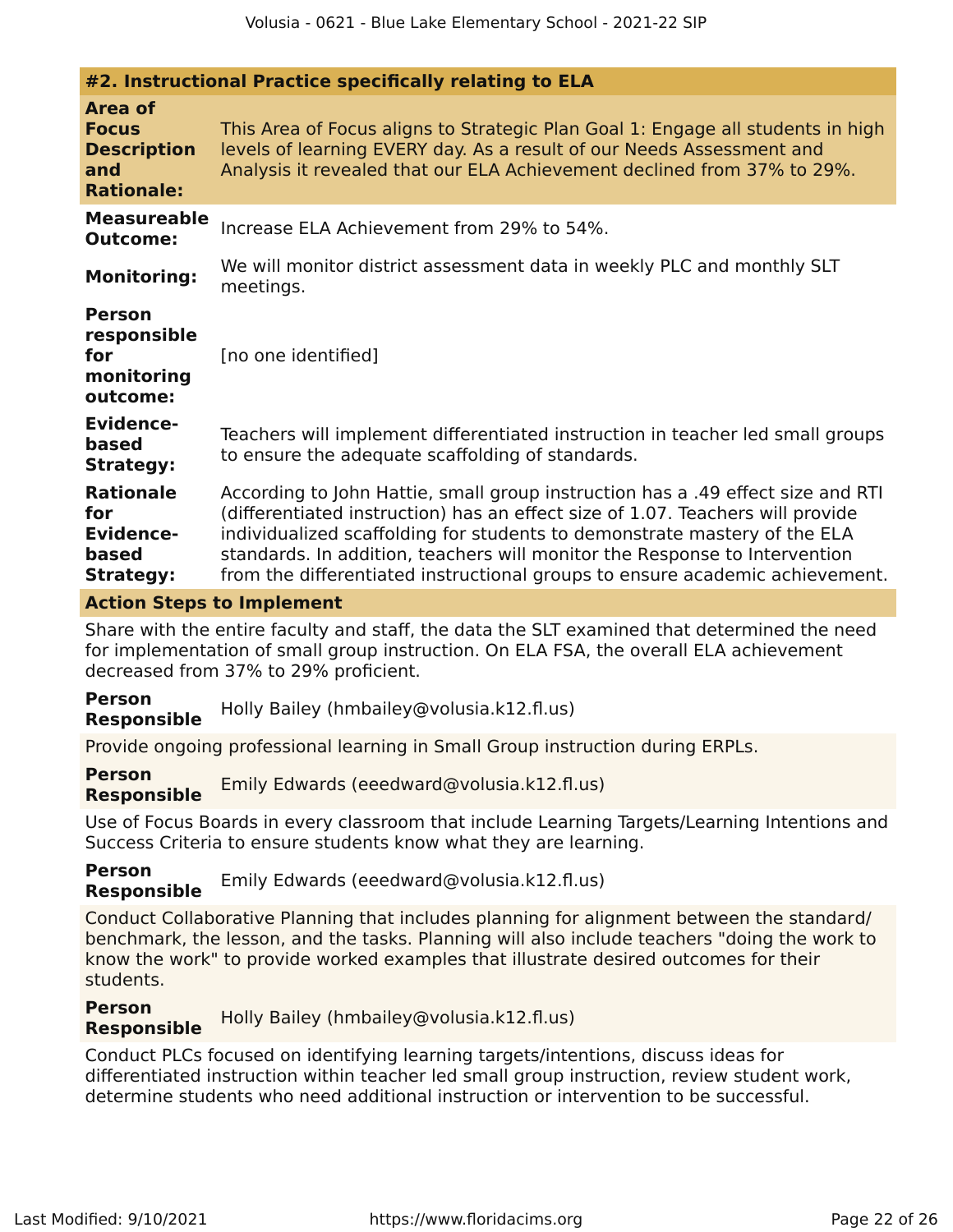### #2. Instructional Practice specifically relating to ELA

| | |
|---|---|
| **Area of Focus Description and Rationale:** | This Area of Focus aligns to Strategic Plan Goal 1: Engage all students in high levels of learning EVERY day. As a result of our Needs Assessment and Analysis it revealed that our ELA Achievement declined from 37% to 29%. |
| **Measureable Outcome:** | Increase ELA Achievement from 29% to 54%. |
| **Monitoring:** | We will monitor district assessment data in weekly PLC and monthly SLT meetings. |
| **Person responsible for monitoring outcome:** | [no one identified] |
| **Evidence-based Strategy:** | Teachers will implement differentiated instruction in teacher led small groups to ensure the adequate scaffolding of standards. |
| **Rationale for Evidence-based Strategy:** | According to John Hattie, small group instruction has a .49 effect size and RTI (differentiated instruction) has an effect size of 1.07. Teachers will provide individualized scaffolding for students to demonstrate mastery of the ELA standards. In addition, teachers will monitor the Response to Intervention from the differentiated instructional groups to ensure academic achievement. |

**Action Steps to Implement**

Share with the entire faculty and staff, the data the SLT examined that determined the need for implementation of small group instruction. On ELA FSA, the overall ELA achievement decreased from 37% to 29% proficient.

**Person Responsible** Holly Bailey (hmbailey@volusia.k12.fl.us)

Provide ongoing professional learning in Small Group instruction during ERPLs.

**Person Responsible** Emily Edwards (eeedward@volusia.k12.fl.us)

Use of Focus Boards in every classroom that include Learning Targets/Learning Intentions and Success Criteria to ensure students know what they are learning.

**Person Responsible** Emily Edwards (eeedward@volusia.k12.fl.us)

Conduct Collaborative Planning that includes planning for alignment between the standard/benchmark, the lesson, and the tasks. Planning will also include teachers "doing the work to know the work" to provide worked examples that illustrate desired outcomes for their students.

**Person Responsible** Holly Bailey (hmbailey@volusia.k12.fl.us)

Conduct PLCs focused on identifying learning targets/intentions, discuss ideas for differentiated instruction within teacher led small group instruction, review student work, determine students who need additional instruction or intervention to be successful.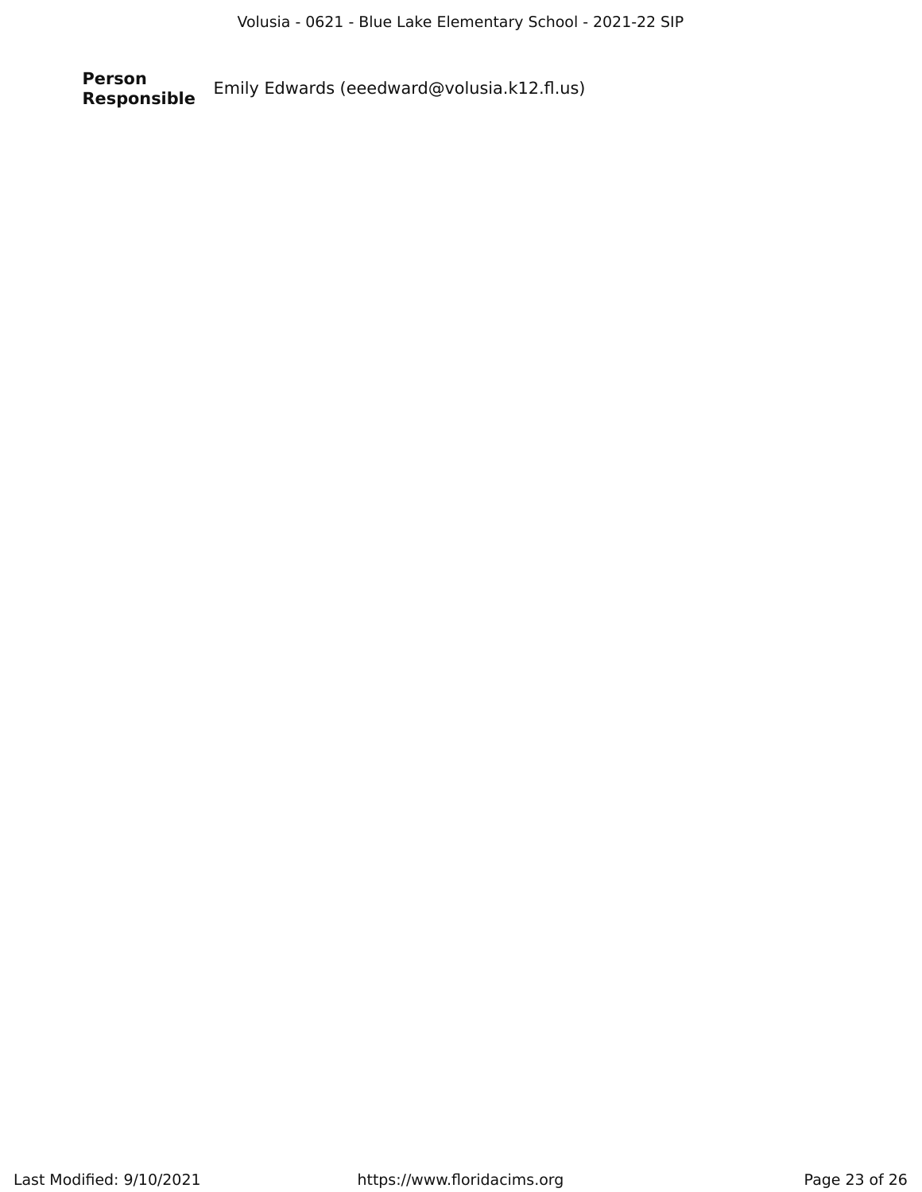**Person Responsible** Emily Edwards (eeedward@volusia.k12.fl.us)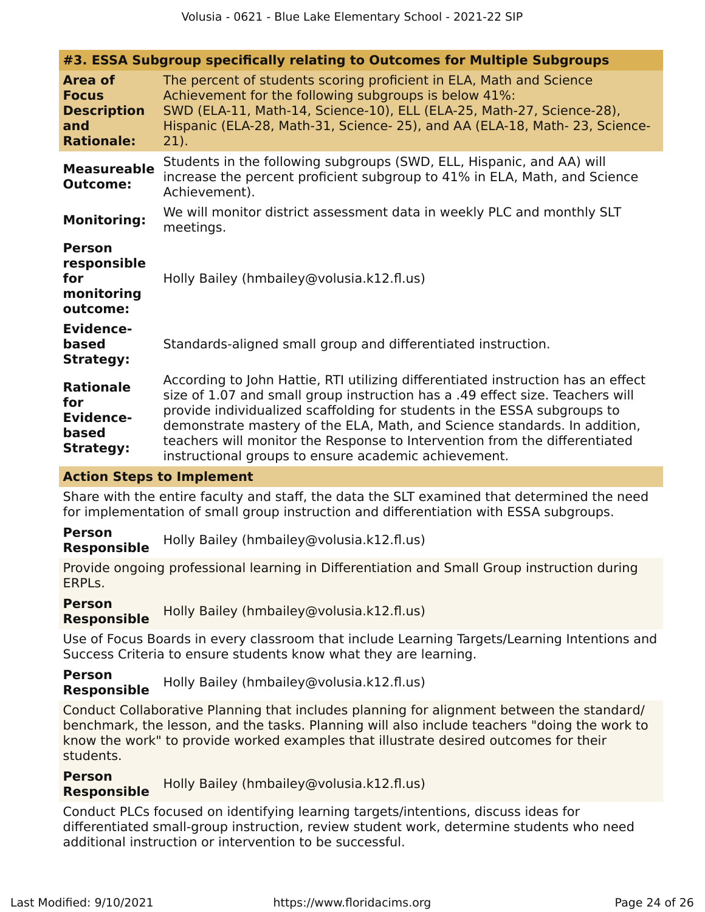### #3. ESSA Subgroup specifically relating to Outcomes for Multiple Subgroups

**Area of Focus Description and Rationale:** The percent of students scoring proficient in ELA, Math and Science Achievement for the following subgroups is below 41%:
SWD (ELA-11, Math-14, Science-10), ELL (ELA-25, Math-27, Science-28), Hispanic (ELA-28, Math-31, Science- 25), and AA (ELA-18, Math- 23, Science-21).

**Measureable Outcome:** Students in the following subgroups (SWD, ELL, Hispanic, and AA) will increase the percent proficient subgroup to 41% in ELA, Math, and Science Achievement).

**Monitoring:** We will monitor district assessment data in weekly PLC and monthly SLT meetings.

**Person responsible for monitoring outcome:** Holly Bailey (hmbailey@volusia.k12.fl.us)

**Evidence-based Strategy:** Standards-aligned small group and differentiated instruction.

**Rationale for Evidence-based Strategy:** According to John Hattie, RTI utilizing differentiated instruction has an effect size of 1.07 and small group instruction has a .49 effect size. Teachers will provide individualized scaffolding for students in the ESSA subgroups to demonstrate mastery of the ELA, Math, and Science standards. In addition, teachers will monitor the Response to Intervention from the differentiated instructional groups to ensure academic achievement.

**Action Steps to Implement**

Share with the entire faculty and staff, the data the SLT examined that determined the need for implementation of small group instruction and differentiation with ESSA subgroups.

**Person Responsible** Holly Bailey (hmbailey@volusia.k12.fl.us)

Provide ongoing professional learning in Differentiation and Small Group instruction during ERPLs.

**Person Responsible** Holly Bailey (hmbailey@volusia.k12.fl.us)

Use of Focus Boards in every classroom that include Learning Targets/Learning Intentions and Success Criteria to ensure students know what they are learning.

**Person Responsible** Holly Bailey (hmbailey@volusia.k12.fl.us)

Conduct Collaborative Planning that includes planning for alignment between the standard/benchmark, the lesson, and the tasks. Planning will also include teachers "doing the work to know the work" to provide worked examples that illustrate desired outcomes for their students.

**Person Responsible** Holly Bailey (hmbailey@volusia.k12.fl.us)

Conduct PLCs focused on identifying learning targets/intentions, discuss ideas for differentiated small-group instruction, review student work, determine students who need additional instruction or intervention to be successful.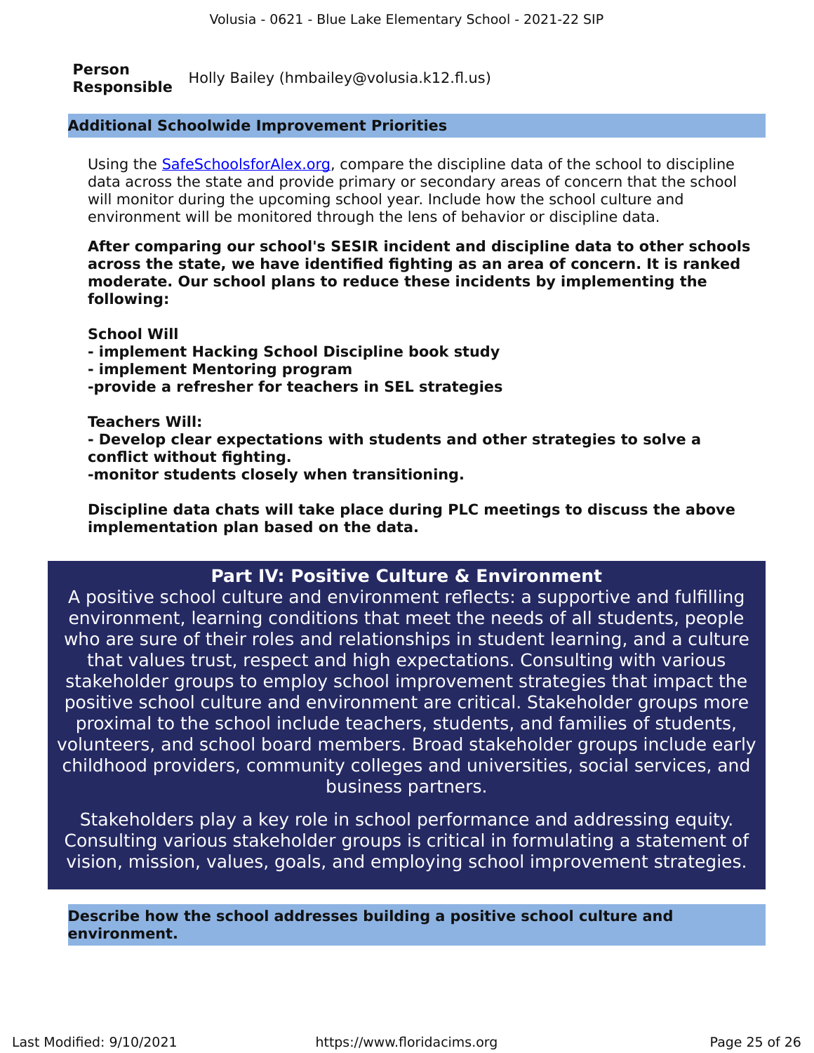**Person Responsible** Holly Bailey (hmbailey@volusia.k12.fl.us)

### Additional Schoolwide Improvement Priorities

Using the [SafeSchoolsforAlex.org](https://www.SafeSchoolsforAlex.org), compare the discipline data of the school to discipline data across the state and provide primary or secondary areas of concern that the school will monitor during the upcoming school year. Include how the school culture and environment will be monitored through the lens of behavior or discipline data.

**After comparing our school's SESIR incident and discipline data to other schools across the state, we have identified fighting as an area of concern. It is ranked moderate. Our school plans to reduce these incidents by implementing the following:**

**School Will**
**- implement Hacking School Discipline book study**
**- implement Mentoring program**
**-provide a refresher for teachers in SEL strategies**

**Teachers Will:**
**- Develop clear expectations with students and other strategies to solve a conflict without fighting.**
**-monitor students closely when transitioning.**

**Discipline data chats will take place during PLC meetings to discuss the above implementation plan based on the data.**

## Part IV: Positive Culture & Environment

A positive school culture and environment reflects: a supportive and fulfilling environment, learning conditions that meet the needs of all students, people who are sure of their roles and relationships in student learning, and a culture that values trust, respect and high expectations. Consulting with various stakeholder groups to employ school improvement strategies that impact the positive school culture and environment are critical. Stakeholder groups more proximal to the school include teachers, students, and families of students, volunteers, and school board members. Broad stakeholder groups include early childhood providers, community colleges and universities, social services, and business partners.

Stakeholders play a key role in school performance and addressing equity. Consulting various stakeholder groups is critical in formulating a statement of vision, mission, values, goals, and employing school improvement strategies.

### Describe how the school addresses building a positive school culture and environment.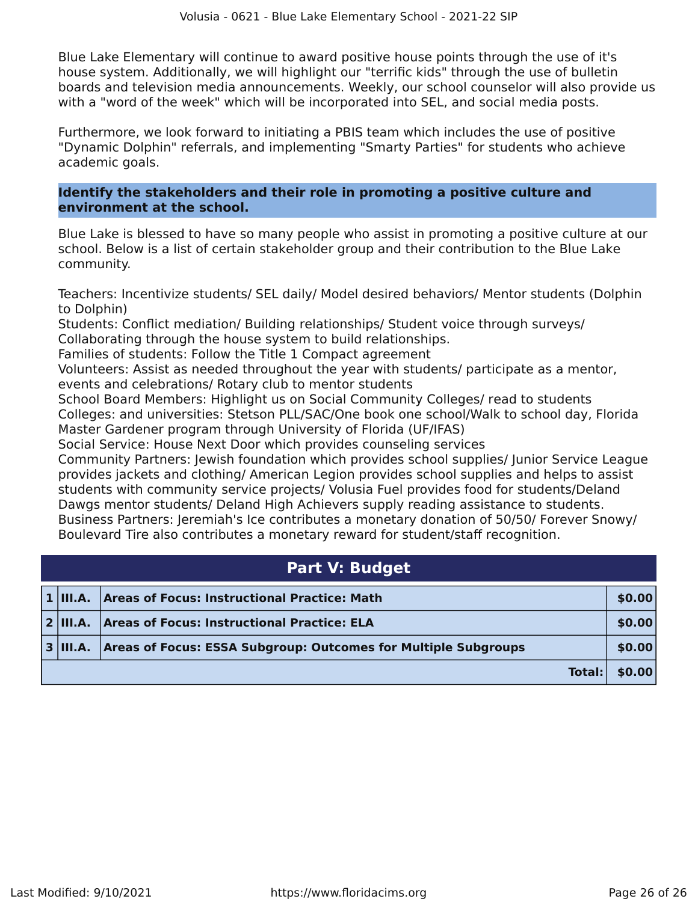Blue Lake Elementary will continue to award positive house points through the use of it's house system. Additionally, we will highlight our "terrific kids" through the use of bulletin boards and television media announcements. Weekly, our school counselor will also provide us with a "word of the week" which will be incorporated into SEL, and social media posts.

Furthermore, we look forward to initiating a PBIS team which includes the use of positive "Dynamic Dolphin" referrals, and implementing "Smarty Parties" for students who achieve academic goals.

### Identify the stakeholders and their role in promoting a positive culture and environment at the school.

Blue Lake is blessed to have so many people who assist in promoting a positive culture at our school. Below is a list of certain stakeholder group and their contribution to the Blue Lake community.

Teachers: Incentivize students/ SEL daily/ Model desired behaviors/ Mentor students (Dolphin to Dolphin)
Students: Conflict mediation/ Building relationships/ Student voice through surveys/ Collaborating through the house system to build relationships.
Families of students: Follow the Title 1 Compact agreement
Volunteers: Assist as needed throughout the year with students/ participate as a mentor, events and celebrations/ Rotary club to mentor students
School Board Members: Highlight us on Social Community Colleges/ read to students
Colleges: and universities: Stetson PLL/SAC/One book one school/Walk to school day, Florida Master Gardener program through University of Florida (UF/IFAS)
Social Service: House Next Door which provides counseling services
Community Partners: Jewish foundation which provides school supplies/ Junior Service League provides jackets and clothing/ American Legion provides school supplies and helps to assist students with community service projects/ Volusia Fuel provides food for students/Deland Dawgs mentor students/ Deland High Achievers supply reading assistance to students.
Business Partners: Jeremiah's Ice contributes a monetary donation of 50/50/ Forever Snowy/ Boulevard Tire also contributes a monetary reward for student/staff recognition.

## Part V: Budget

| | | | |
|---|---|---|---|
| 1 | III.A. | **Areas of Focus: Instructional Practice: Math** | **$0.00** |
| 2 | III.A. | **Areas of Focus: Instructional Practice: ELA** | **$0.00** |
| 3 | III.A. | **Areas of Focus: ESSA Subgroup: Outcomes for Multiple Subgroups** | **$0.00** |
| | | **Total:** | **$0.00** |